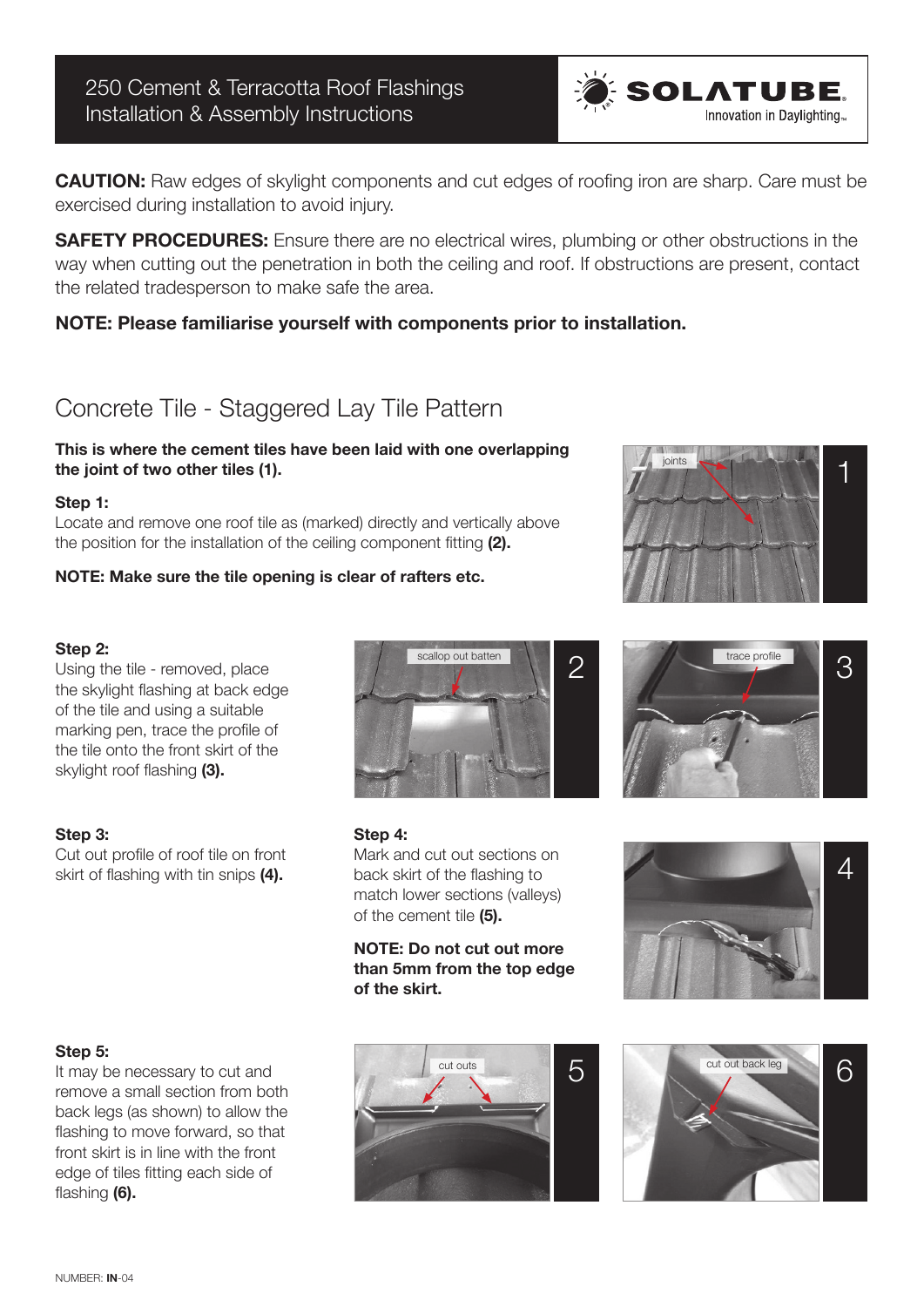# 250 Cement & Terracotta Roof Flashings Installation & Assembly Instructions

SOLATUBE Innovation in Daylighting™

**CAUTION:** Raw edges of skylight components and cut edges of roofing iron are sharp. Care must be exercised during installation to avoid injury.

**SAFETY PROCEDURES:** Ensure there are no electrical wires, plumbing or other obstructions in the way when cutting out the penetration in both the ceiling and roof. If obstructions are present, contact the related tradesperson to make safe the area.

**NOTE: Please familiarise yourself with components prior to installation.**

## Concrete Tile - Staggered Lay Tile Pattern

**This is where the cement tiles have been laid with one overlapping the joint of two other tiles (1).**

**Step 1:**
Locate and remove one roof tile as (marked) directly and vertically above the position for the installation of the ceiling component fitting **(2).**

**NOTE: Make sure the tile opening is clear of rafters etc.**

joints

1

**Step 2:**
Using the tile - removed, place the skylight flashing at back edge of the tile and using a suitable marking pen, trace the profile of the tile onto the front skirt of the skylight roof flashing **(3).**

scallop out batten

2

trace profile

3

**Step 3:**
Cut out profile of roof tile on front skirt of flashing with tin snips **(4).**

**Step 4:**
Mark and cut out sections on back skirt of the flashing to match lower sections (valleys) of the cement tile **(5).**

**NOTE: Do not cut out more than 5mm from the top edge of the skirt.**

4

**Step 5:**
It may be necessary to cut and remove a small section from both back legs (as shown) to allow the flashing to move forward, so that front skirt is in line with the front edge of tiles fitting each side of flashing **(6).**

cut outs

5

cut out back leg

6

NUMBER: **IN**-04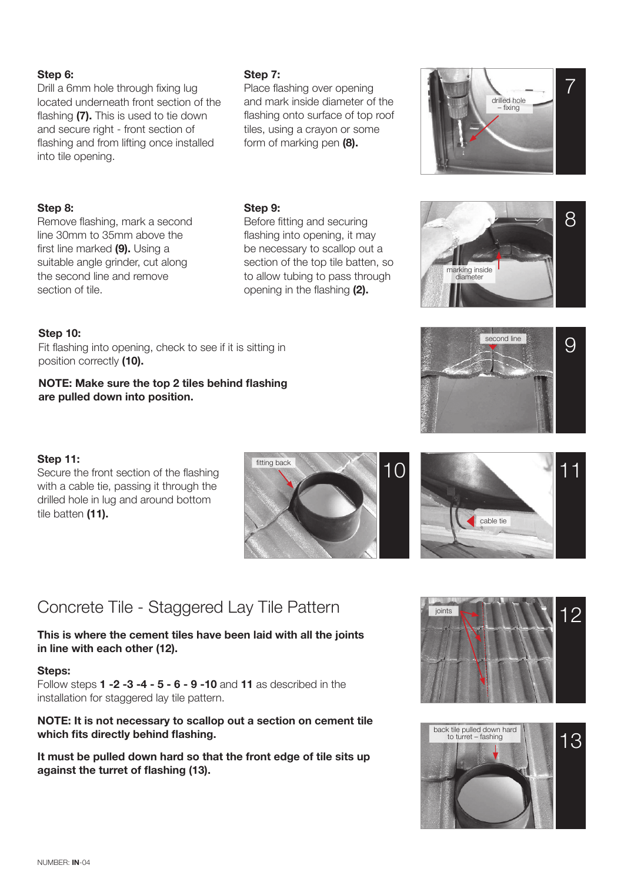**Step 6:**
Drill a 6mm hole through fixing lug located underneath front section of the flashing **(7).** This is used to tie down and secure right - front section of flashing and from lifting once installed into tile opening.

**Step 7:**
Place flashing over opening and mark inside diameter of the flashing onto surface of top roof tiles, using a crayon or some form of marking pen **(8).**

**Step 8:**
Remove flashing, mark a second line 30mm to 35mm above the first line marked **(9).** Using a suitable angle grinder, cut along the second line and remove section of tile.

**Step 9:**
Before fitting and securing flashing into opening, it may be necessary to scallop out a section of the top tile batten, so to allow tubing to pass through opening in the flashing **(2).**

**Step 10:**
Fit flashing into opening, check to see if it is sitting in position correctly **(10).**

**NOTE: Make sure the top 2 tiles behind flashing are pulled down into position.**

**Step 11:**
Secure the front section of the flashing with a cable tie, passing it through the drilled hole in lug and around bottom tile batten **(11).**

drilled hole – fixing

7

marking inside diameter

8

second line

9

fitting back

10

cable tie

11

## Concrete Tile - Staggered Lay Tile Pattern

**This is where the cement tiles have been laid with all the joints in line with each other (12).**

**Steps:**
Follow steps **1 -2 -3 -4 - 5 - 6 - 9 -10** and **11** as described in the installation for staggered lay tile pattern.

**NOTE: It is not necessary to scallop out a section on cement tile which fits directly behind flashing.**

**It must be pulled down hard so that the front edge of tile sits up against the turret of flashing (13).**

joints

12

back tile pulled down hard to turret – fashing

13

NUMBER: **IN**-04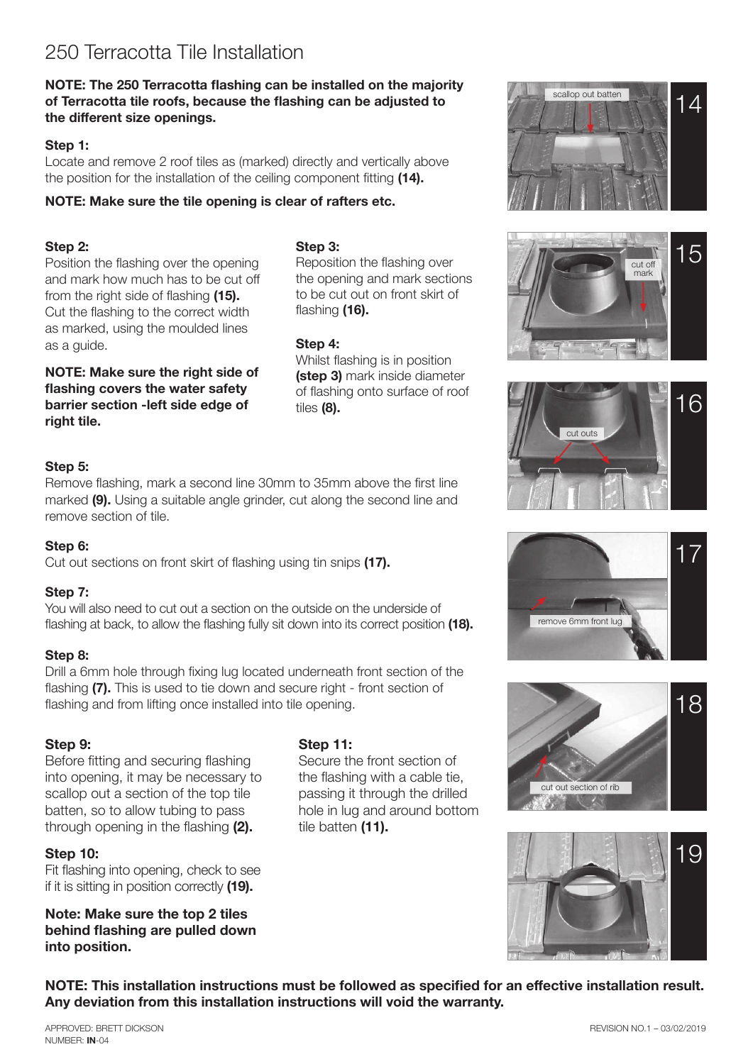# 250 Terracotta Tile Installation

**NOTE: The 250 Terracotta flashing can be installed on the majority of Terracotta tile roofs, because the flashing can be adjusted to the different size openings.**

**Step 1:**

Locate and remove 2 roof tiles as (marked) directly and vertically above the position for the installation of the ceiling component fitting **(14).**

**NOTE: Make sure the tile opening is clear of rafters etc.**

**Step 2:**

Position the flashing over the opening and mark how much has to be cut off from the right side of flashing **(15).** Cut the flashing to the correct width as marked, using the moulded lines as a guide.

**NOTE: Make sure the right side of flashing covers the water safety barrier section -left side edge of right tile.**

**Step 3:**

Reposition the flashing over the opening and mark sections to be cut out on front skirt of flashing **(16).**

**Step 4:**

Whilst flashing is in position **(step 3)** mark inside diameter of flashing onto surface of roof tiles **(8).**

**Step 5:**

Remove flashing, mark a second line 30mm to 35mm above the first line marked **(9).** Using a suitable angle grinder, cut along the second line and remove section of tile.

**Step 6:**

Cut out sections on front skirt of flashing using tin snips **(17).**

**Step 7:**

You will also need to cut out a section on the outside on the underside of flashing at back, to allow the flashing fully sit down into its correct position **(18).**

**Step 8:**

Drill a 6mm hole through fixing lug located underneath front section of the flashing **(7).** This is used to tie down and secure right - front section of flashing and from lifting once installed into tile opening.

**Step 9:**

Before fitting and securing flashing into opening, it may be necessary to scallop out a section of the top tile batten, so to allow tubing to pass through opening in the flashing **(2).**

**Step 10:**

Fit flashing into opening, check to see if it is sitting in position correctly **(19).**

**Note: Make sure the top 2 tiles behind flashing are pulled down into position.**

**Step 11:**

Secure the front section of the flashing with a cable tie, passing it through the drilled hole in lug and around bottom tile batten **(11).**

scallop out batten

14

cut off mark

15

cut outs

16

remove 6mm front lug

17

cut out section of rib

18

19

**NOTE: This installation instructions must be followed as specified for an effective installation result. Any deviation from this installation instructions will void the warranty.**

APPROVED: BRETT DICKSON
NUMBER: **IN**-04

REVISION NO.1 – 03/02/2019